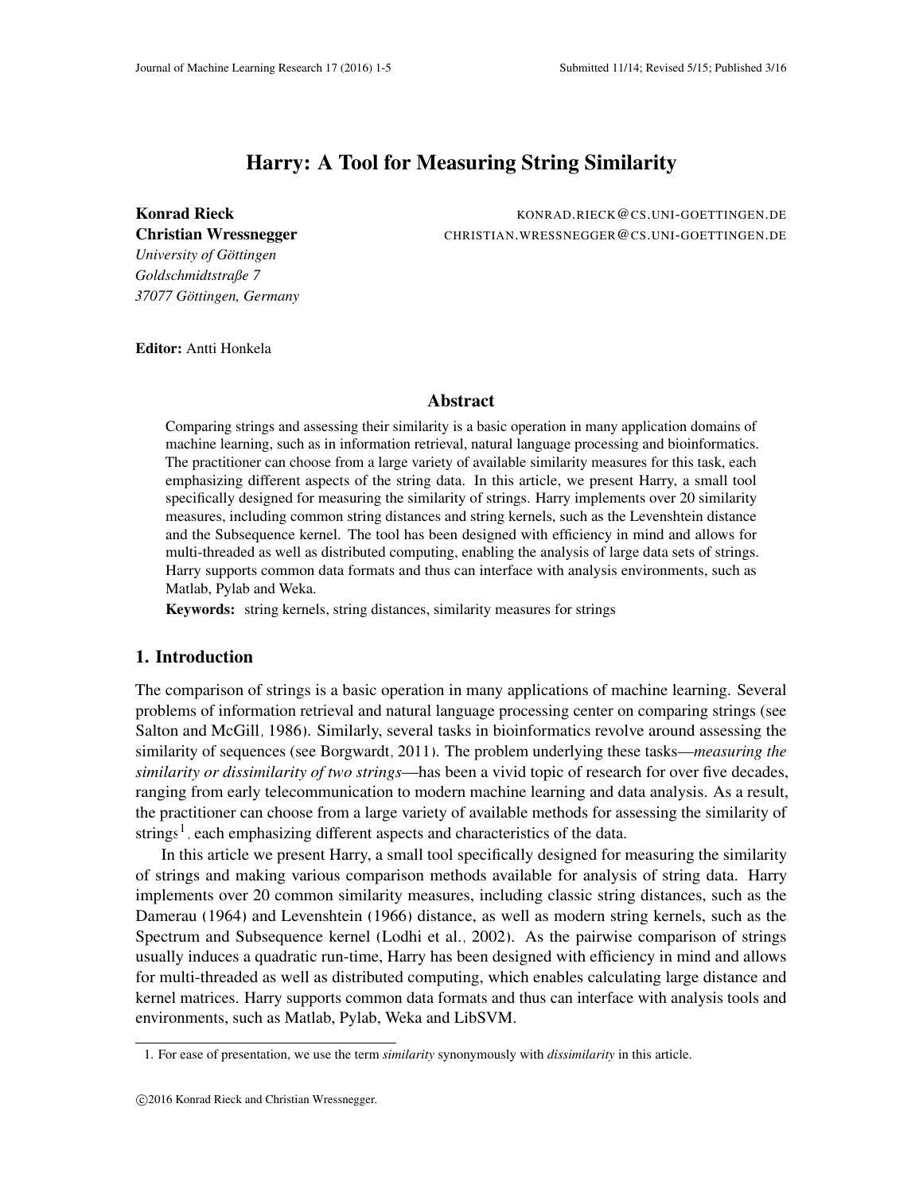# Harry: A Tool for Measuring String Similarity

**Konrad Rieck** KONRAD.RIECK@CS.UNI-GOETTINGEN.DE
**Christian Wressnegger** CHRISTIAN.WRESSNEGGER@CS.UNI-GOETTINGEN.DE
*University of Göttingen*
*Goldschmidtstraße 7*
*37077 Göttingen, Germany*

**Editor:** Antti Honkela

## Abstract

Comparing strings and assessing their similarity is a basic operation in many application domains of machine learning, such as in information retrieval, natural language processing and bioinformatics. The practitioner can choose from a large variety of available similarity measures for this task, each emphasizing different aspects of the string data. In this article, we present Harry, a small tool specifically designed for measuring the similarity of strings. Harry implements over 20 similarity measures, including common string distances and string kernels, such as the Levenshtein distance and the Subsequence kernel. The tool has been designed with efficiency in mind and allows for multi-threaded as well as distributed computing, enabling the analysis of large data sets of strings. Harry supports common data formats and thus can interface with analysis environments, such as Matlab, Pylab and Weka.

**Keywords:** string kernels, string distances, similarity measures for strings

## 1. Introduction

The comparison of strings is a basic operation in many applications of machine learning. Several problems of information retrieval and natural language processing center on comparing strings (see Salton and McGill, 1986). Similarly, several tasks in bioinformatics revolve around assessing the similarity of sequences (see Borgwardt, 2011). The problem underlying these tasks—*measuring the similarity or dissimilarity of two strings*—has been a vivid topic of research for over five decades, ranging from early telecommunication to modern machine learning and data analysis. As a result, the practitioner can choose from a large variety of available methods for assessing the similarity of strings[1], each emphasizing different aspects and characteristics of the data.

In this article we present Harry, a small tool specifically designed for measuring the similarity of strings and making various comparison methods available for analysis of string data. Harry implements over 20 common similarity measures, including classic string distances, such as the Damerau (1964) and Levenshtein (1966) distance, as well as modern string kernels, such as the Spectrum and Subsequence kernel (Lodhi et al., 2002). As the pairwise comparison of strings usually induces a quadratic run-time, Harry has been designed with efficiency in mind and allows for multi-threaded as well as distributed computing, which enables calculating large distance and kernel matrices. Harry supports common data formats and thus can interface with analysis tools and environments, such as Matlab, Pylab, Weka and LibSVM.

1. For ease of presentation, we use the term *similarity* synonymously with *dissimilarity* in this article.

©2016 Konrad Rieck and Christian Wressnegger.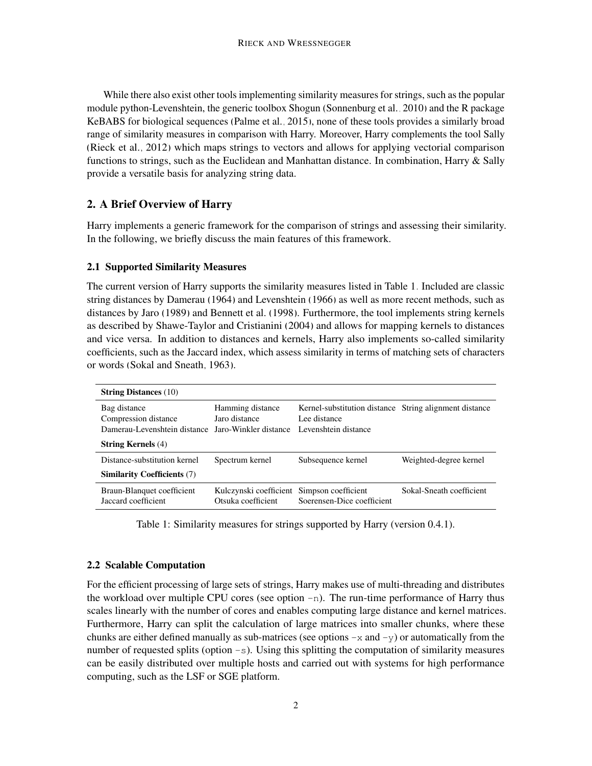While there also exist other tools implementing similarity measures for strings, such as the popular module python-Levenshtein, the generic toolbox Shogun (Sonnenburg et al., 2010) and the R package KeBABS for biological sequences (Palme et al., 2015), none of these tools provides a similarly broad range of similarity measures in comparison with Harry. Moreover, Harry complements the tool Sally (Rieck et al., 2012) which maps strings to vectors and allows for applying vectorial comparison functions to strings, such as the Euclidean and Manhattan distance. In combination, Harry & Sally provide a versatile basis for analyzing string data.

## 2. A Brief Overview of Harry

Harry implements a generic framework for the comparison of strings and assessing their similarity. In the following, we briefly discuss the main features of this framework.

### 2.1 Supported Similarity Measures

The current version of Harry supports the similarity measures listed in Table 1. Included are classic string distances by Damerau (1964) and Levenshtein (1966) as well as more recent methods, such as distances by Jaro (1989) and Bennett et al. (1998). Furthermore, the tool implements string kernels as described by Shawe-Taylor and Cristianini (2004) and allows for mapping kernels to distances and vice versa. In addition to distances and kernels, Harry also implements so-called similarity coefficients, such as the Jaccard index, which assess similarity in terms of matching sets of characters or words (Sokal and Sneath, 1963).

| | | | |
|---|---|---|---|
| **String Distances** (10) | | | |
| Bag distance | Hamming distance | Kernel-substitution distance | String alignment distance |
| Compression distance | Jaro distance | Lee distance | |
| Damerau-Levenshtein distance | Jaro-Winkler distance | Levenshtein distance | |
| **String Kernels** (4) | | | |
| Distance-substitution kernel | Spectrum kernel | Subsequence kernel | Weighted-degree kernel |
| **Similarity Coefficients** (7) | | | |
| Braun-Blanquet coefficient | Kulczynski coefficient | Simpson coefficient | Sokal-Sneath coefficient |
| Jaccard coefficient | Otsuka coefficient | Soerensen-Dice coefficient | |

Table 1: Similarity measures for strings supported by Harry (version 0.4.1).

### 2.2 Scalable Computation

For the efficient processing of large sets of strings, Harry makes use of multi-threading and distributes the workload over multiple CPU cores (see option `-n`). The run-time performance of Harry thus scales linearly with the number of cores and enables computing large distance and kernel matrices. Furthermore, Harry can split the calculation of large matrices into smaller chunks, where these chunks are either defined manually as sub-matrices (see options `-x` and `-y`) or automatically from the number of requested splits (option `-s`). Using this splitting the computation of similarity measures can be easily distributed over multiple hosts and carried out with systems for high performance computing, such as the LSF or SGE platform.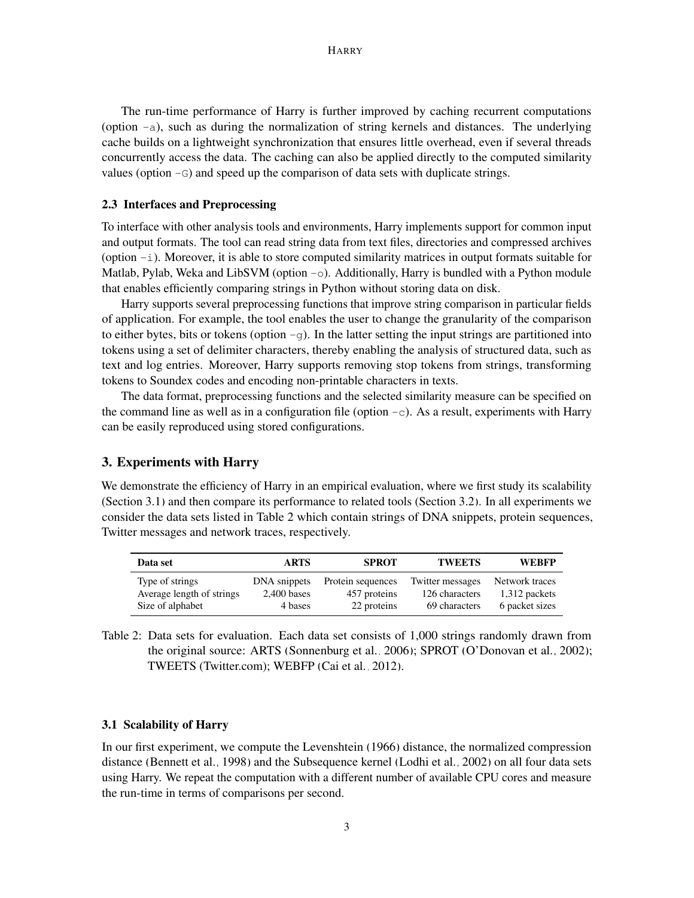The run-time performance of Harry is further improved by caching recurrent computations (option -a), such as during the normalization of string kernels and distances. The underlying cache builds on a lightweight synchronization that ensures little overhead, even if several threads concurrently access the data. The caching can also be applied directly to the computed similarity values (option -G) and speed up the comparison of data sets with duplicate strings.

### 2.3 Interfaces and Preprocessing

To interface with other analysis tools and environments, Harry implements support for common input and output formats. The tool can read string data from text files, directories and compressed archives (option -i). Moreover, it is able to store computed similarity matrices in output formats suitable for Matlab, Pylab, Weka and LibSVM (option -o). Additionally, Harry is bundled with a Python module that enables efficiently comparing strings in Python without storing data on disk.

Harry supports several preprocessing functions that improve string comparison in particular fields of application. For example, the tool enables the user to change the granularity of the comparison to either bytes, bits or tokens (option -g). In the latter setting the input strings are partitioned into tokens using a set of delimiter characters, thereby enabling the analysis of structured data, such as text and log entries. Moreover, Harry supports removing stop tokens from strings, transforming tokens to Soundex codes and encoding non-printable characters in texts.

The data format, preprocessing functions and the selected similarity measure can be specified on the command line as well as in a configuration file (option -c). As a result, experiments with Harry can be easily reproduced using stored configurations.

## 3. Experiments with Harry

We demonstrate the efficiency of Harry in an empirical evaluation, where we first study its scalability (Section 3.1) and then compare its performance to related tools (Section 3.2). In all experiments we consider the data sets listed in Table 2 which contain strings of DNA snippets, protein sequences, Twitter messages and network traces, respectively.

| Data set | ARTS | SPROT | TWEETS | WEBFP |
|---|---|---|---|---|
| Type of strings | DNA snippets | Protein sequences | Twitter messages | Network traces |
| Average length of strings | 2,400 bases | 457 proteins | 126 characters | 1,312 packets |
| Size of alphabet | 4 bases | 22 proteins | 69 characters | 6 packet sizes |

Table 2: Data sets for evaluation. Each data set consists of 1,000 strings randomly drawn from the original source: ARTS (Sonnenburg et al., 2006); SPROT (O'Donovan et al., 2002); TWEETS (Twitter.com); WEBFP (Cai et al., 2012).

### 3.1 Scalability of Harry

In our first experiment, we compute the Levenshtein (1966) distance, the normalized compression distance (Bennett et al., 1998) and the Subsequence kernel (Lodhi et al., 2002) on all four data sets using Harry. We repeat the computation with a different number of available CPU cores and measure the run-time in terms of comparisons per second.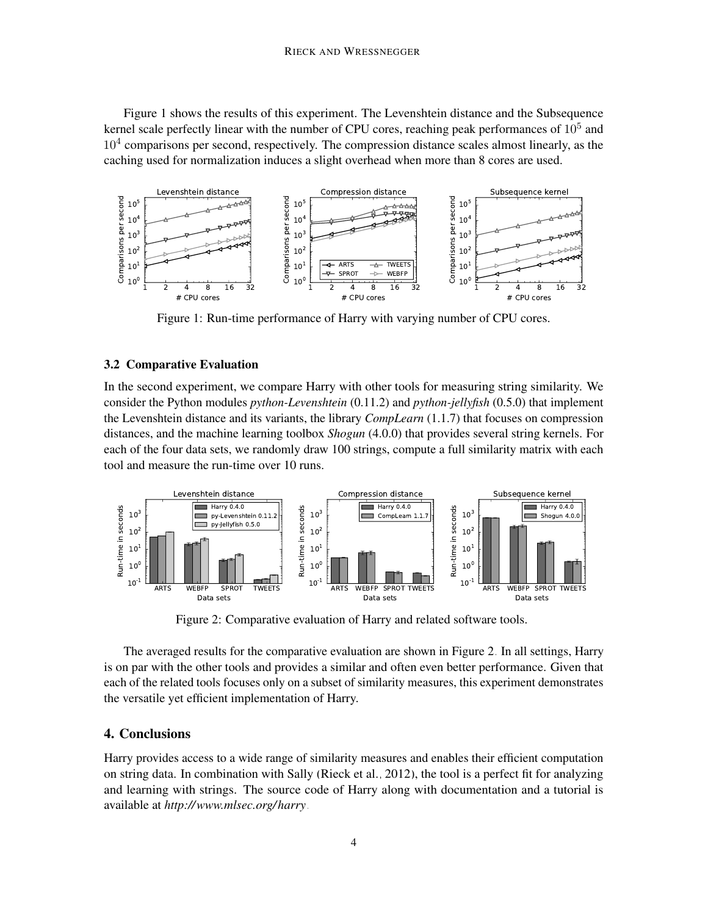Figure 1 shows the results of this experiment. The Levenshtein distance and the Subsequence kernel scale perfectly linear with the number of CPU cores, reaching peak performances of $10^5$ and $10^4$ comparisons per second, respectively. The compression distance scales almost linearly, as the caching used for normalization induces a slight overhead when more than 8 cores are used.

Levenshtein distance
Compression distance
Subsequence kernel
Comparisons per second
# CPU cores
1 2 4 8 16 32
ARTS
SPROT
TWEETS
WEBFP

Figure 1: Run-time performance of Harry with varying number of CPU cores.

### 3.2 Comparative Evaluation

In the second experiment, we compare Harry with other tools for measuring string similarity. We consider the Python modules *python-Levenshtein* (0.11.2) and *python-jellyfish* (0.5.0) that implement the Levenshtein distance and its variants, the library *CompLearn* (1.1.7) that focuses on compression distances, and the machine learning toolbox *Shogun* (4.0.0) that provides several string kernels. For each of the four data sets, we randomly draw 100 strings, compute a full similarity matrix with each tool and measure the run-time over 10 runs.

Levenshtein distance
Compression distance
Subsequence kernel
Run-time in seconds
Data sets
ARTS WEBFP SPROT TWEETS
Harry 0.4.0
py-Levenshtein 0.11.2
py-Jellyfish 0.5.0
CompLearn 1.1.7
Shogun 4.0.0

Figure 2: Comparative evaluation of Harry and related software tools.

The averaged results for the comparative evaluation are shown in Figure 2. In all settings, Harry is on par with the other tools and provides a similar and often even better performance. Given that each of the related tools focuses only on a subset of similarity measures, this experiment demonstrates the versatile yet efficient implementation of Harry.

## 4. Conclusions

Harry provides access to a wide range of similarity measures and enables their efficient computation on string data. In combination with Sally (Rieck et al., 2012), the tool is a perfect fit for analyzing and learning with strings. The source code of Harry along with documentation and a tutorial is available at *http://www.mlsec.org/harry*.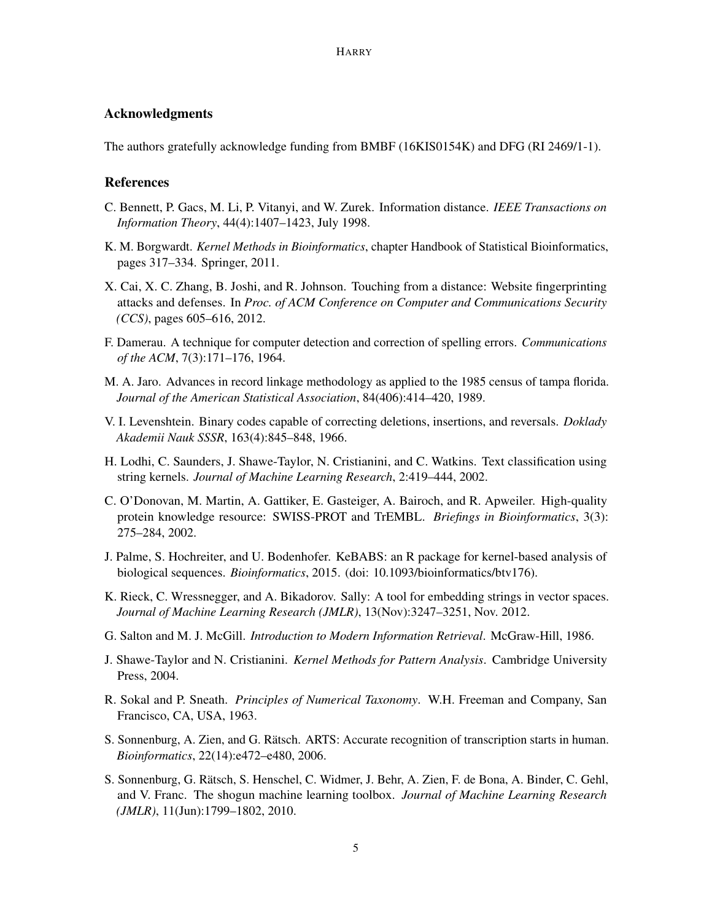## Acknowledgments

The authors gratefully acknowledge funding from BMBF (16KIS0154K) and DFG (RI 2469/1-1).

## References

C. Bennett, P. Gacs, M. Li, P. Vitanyi, and W. Zurek. Information distance. *IEEE Transactions on Information Theory*, 44(4):1407–1423, July 1998.

K. M. Borgwardt. *Kernel Methods in Bioinformatics*, chapter Handbook of Statistical Bioinformatics, pages 317–334. Springer, 2011.

X. Cai, X. C. Zhang, B. Joshi, and R. Johnson. Touching from a distance: Website fingerprinting attacks and defenses. In *Proc. of ACM Conference on Computer and Communications Security (CCS)*, pages 605–616, 2012.

F. Damerau. A technique for computer detection and correction of spelling errors. *Communications of the ACM*, 7(3):171–176, 1964.

M. A. Jaro. Advances in record linkage methodology as applied to the 1985 census of tampa florida. *Journal of the American Statistical Association*, 84(406):414–420, 1989.

V. I. Levenshtein. Binary codes capable of correcting deletions, insertions, and reversals. *Doklady Akademii Nauk SSSR*, 163(4):845–848, 1966.

H. Lodhi, C. Saunders, J. Shawe-Taylor, N. Cristianini, and C. Watkins. Text classification using string kernels. *Journal of Machine Learning Research*, 2:419–444, 2002.

C. O'Donovan, M. Martin, A. Gattiker, E. Gasteiger, A. Bairoch, and R. Apweiler. High-quality protein knowledge resource: SWISS-PROT and TrEMBL. *Briefings in Bioinformatics*, 3(3): 275–284, 2002.

J. Palme, S. Hochreiter, and U. Bodenhofer. KeBABS: an R package for kernel-based analysis of biological sequences. *Bioinformatics*, 2015. (doi: 10.1093/bioinformatics/btv176).

K. Rieck, C. Wressnegger, and A. Bikadorov. Sally: A tool for embedding strings in vector spaces. *Journal of Machine Learning Research (JMLR)*, 13(Nov):3247–3251, Nov. 2012.

G. Salton and M. J. McGill. *Introduction to Modern Information Retrieval*. McGraw-Hill, 1986.

J. Shawe-Taylor and N. Cristianini. *Kernel Methods for Pattern Analysis*. Cambridge University Press, 2004.

R. Sokal and P. Sneath. *Principles of Numerical Taxonomy*. W.H. Freeman and Company, San Francisco, CA, USA, 1963.

S. Sonnenburg, A. Zien, and G. Rätsch. ARTS: Accurate recognition of transcription starts in human. *Bioinformatics*, 22(14):e472–e480, 2006.

S. Sonnenburg, G. Rätsch, S. Henschel, C. Widmer, J. Behr, A. Zien, F. de Bona, A. Binder, C. Gehl, and V. Franc. The shogun machine learning toolbox. *Journal of Machine Learning Research (JMLR)*, 11(Jun):1799–1802, 2010.